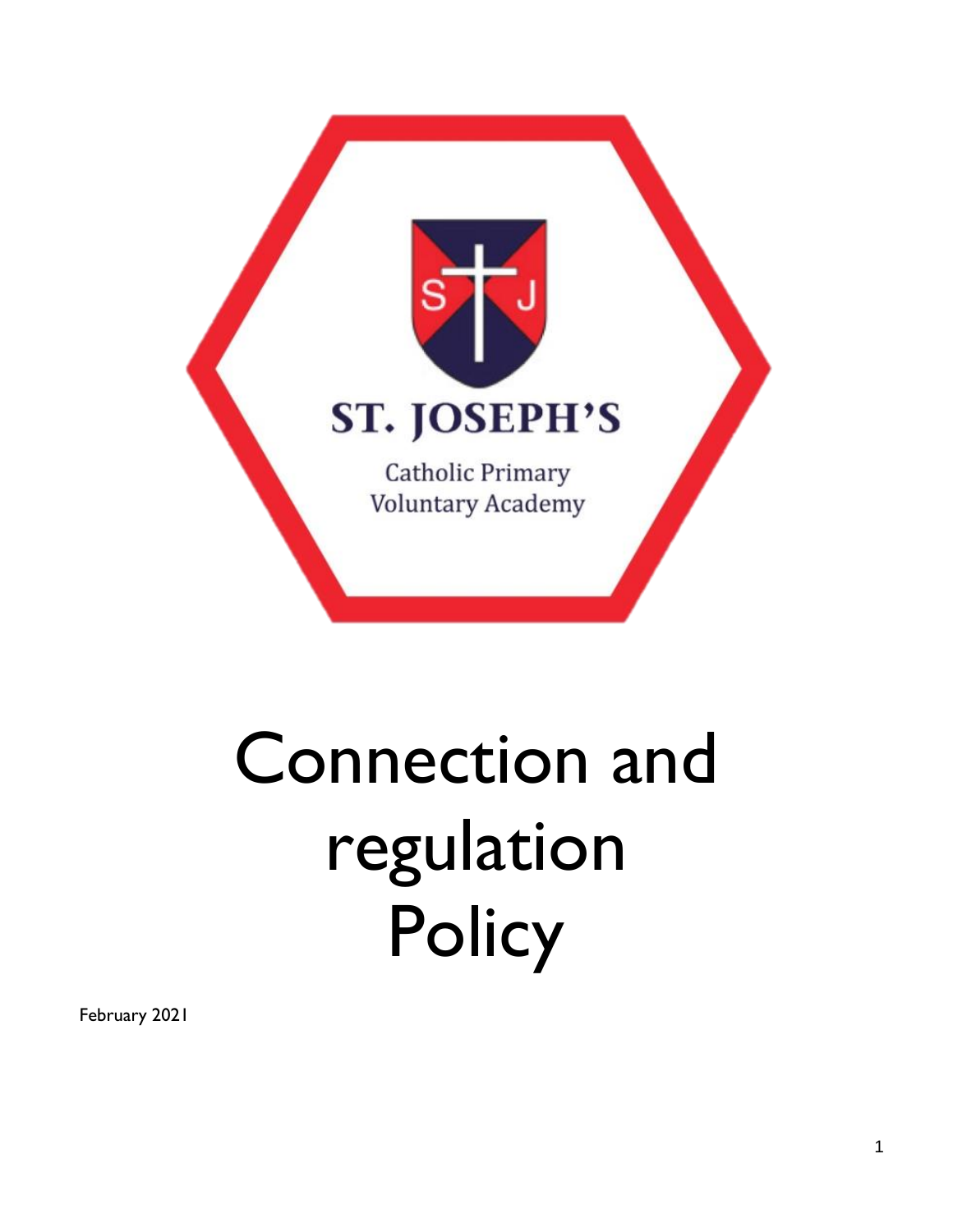ST. JOSEPH'S

Catholic Primary Voluntary Academy

# Connection and regulation Policy

February 2021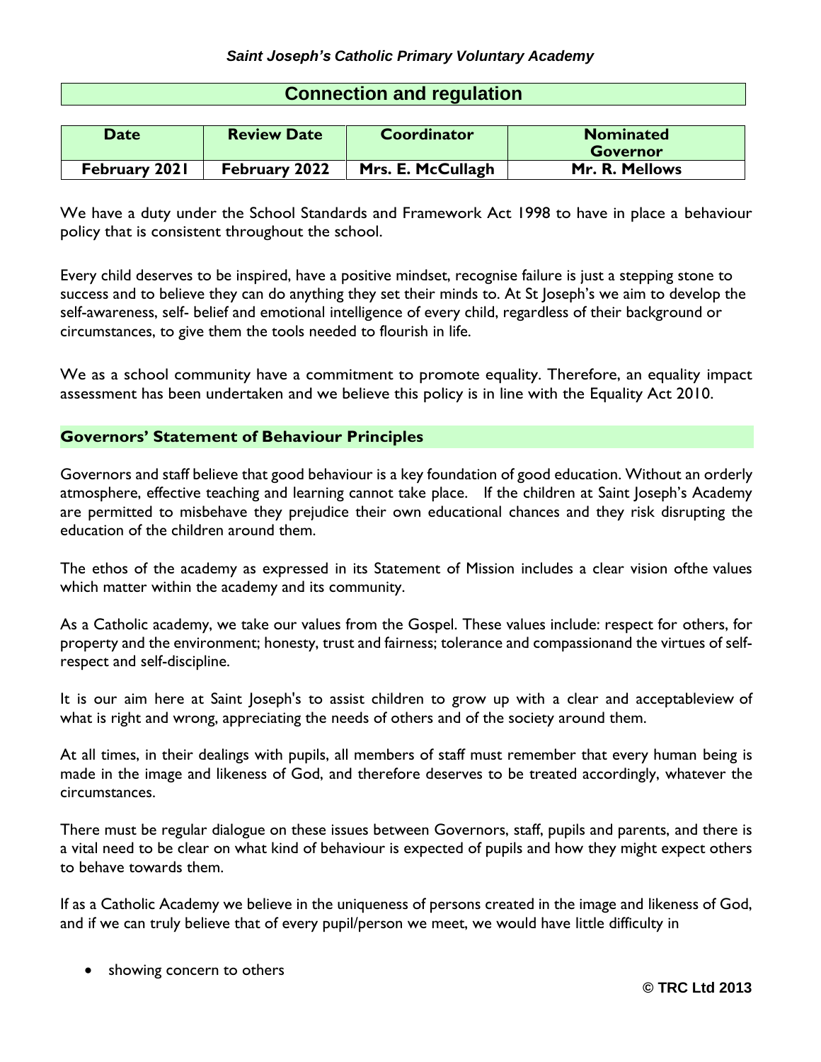## Connection and regulation

| Date | Review Date | Coordinator | Nominated Governor |
|---|---|---|---|
| February 2021 | February 2022 | Mrs. E. McCullagh | Mr. R. Mellows |

We have a duty under the School Standards and Framework Act 1998 to have in place a behaviour policy that is consistent throughout the school.

Every child deserves to be inspired, have a positive mindset, recognise failure is just a stepping stone to success and to believe they can do anything they set their minds to. At St Joseph's we aim to develop the self-awareness, self- belief and emotional intelligence of every child, regardless of their background or circumstances, to give them the tools needed to flourish in life.

We as a school community have a commitment to promote equality. Therefore, an equality impact assessment has been undertaken and we believe this policy is in line with the Equality Act 2010.

### Governors' Statement of Behaviour Principles

Governors and staff believe that good behaviour is a key foundation of good education. Without an orderly atmosphere, effective teaching and learning cannot take place. If the children at Saint Joseph's Academy are permitted to misbehave they prejudice their own educational chances and they risk disrupting the education of the children around them.

The ethos of the academy as expressed in its Statement of Mission includes a clear vision ofthe values which matter within the academy and its community.

As a Catholic academy, we take our values from the Gospel. These values include: respect for others, for property and the environment; honesty, trust and fairness; tolerance and compassionand the virtues of self-respect and self-discipline.

It is our aim here at Saint Joseph's to assist children to grow up with a clear and acceptableview of what is right and wrong, appreciating the needs of others and of the society around them.

At all times, in their dealings with pupils, all members of staff must remember that every human being is made in the image and likeness of God, and therefore deserves to be treated accordingly, whatever the circumstances.

There must be regular dialogue on these issues between Governors, staff, pupils and parents, and there is a vital need to be clear on what kind of behaviour is expected of pupils and how they might expect others to behave towards them.

If as a Catholic Academy we believe in the uniqueness of persons created in the image and likeness of God, and if we can truly believe that of every pupil/person we meet, we would have little difficulty in

- showing concern to others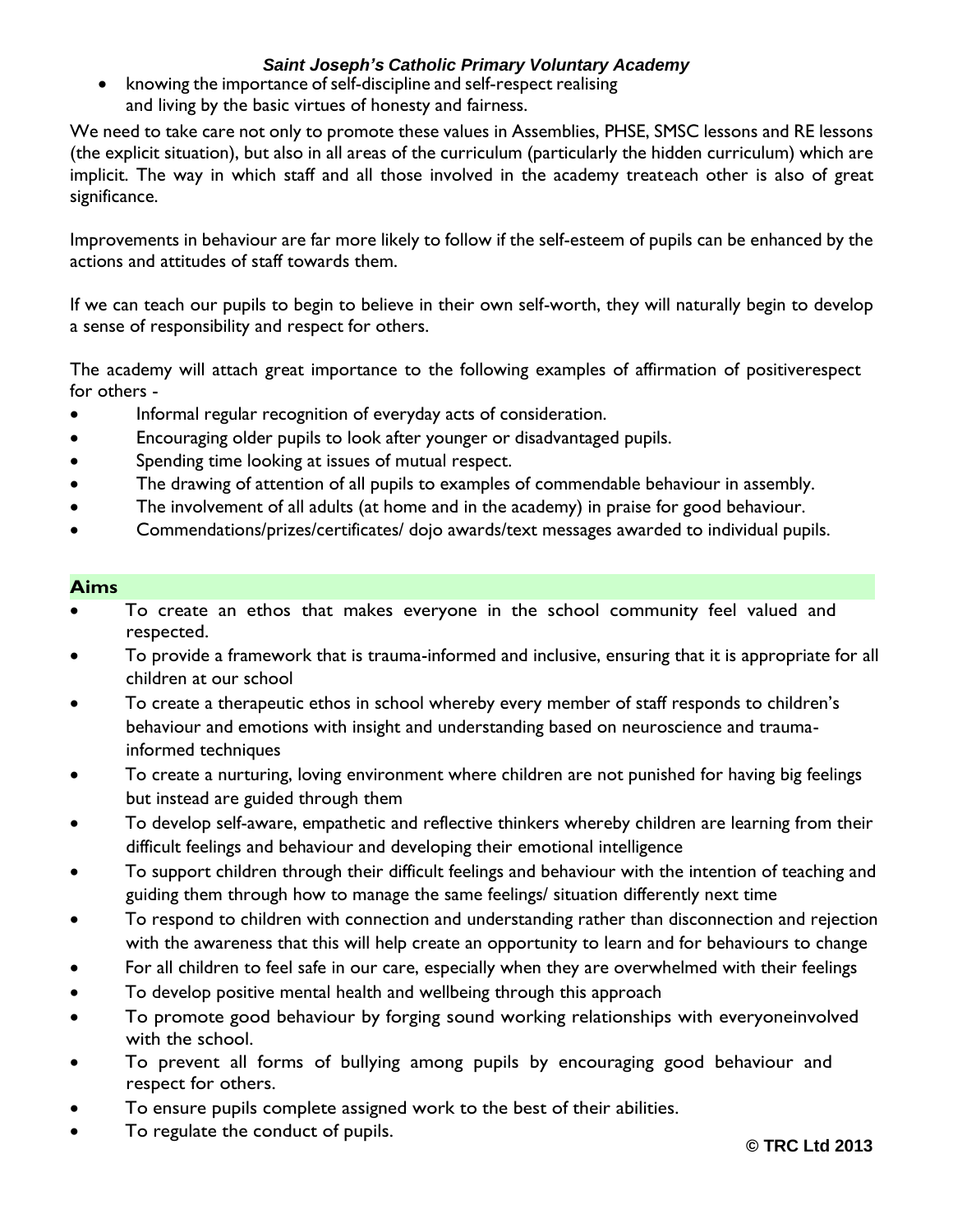- knowing the importance of self-discipline and self-respect realising and living by the basic virtues of honesty and fairness.

We need to take care not only to promote these values in Assemblies, PHSE, SMSC lessons and RE lessons (the explicit situation), but also in all areas of the curriculum (particularly the hidden curriculum) which are implicit. The way in which staff and all those involved in the academy treateach other is also of great significance.

Improvements in behaviour are far more likely to follow if the self-esteem of pupils can be enhanced by the actions and attitudes of staff towards them.

If we can teach our pupils to begin to believe in their own self-worth, they will naturally begin to develop a sense of responsibility and respect for others.

The academy will attach great importance to the following examples of affirmation of positiverespect for others -

- Informal regular recognition of everyday acts of consideration.
- Encouraging older pupils to look after younger or disadvantaged pupils.
- Spending time looking at issues of mutual respect.
- The drawing of attention of all pupils to examples of commendable behaviour in assembly.
- The involvement of all adults (at home and in the academy) in praise for good behaviour.
- Commendations/prizes/certificates/ dojo awards/text messages awarded to individual pupils.

## Aims

- To create an ethos that makes everyone in the school community feel valued and respected.
- To provide a framework that is trauma-informed and inclusive, ensuring that it is appropriate for all children at our school
- To create a therapeutic ethos in school whereby every member of staff responds to children's behaviour and emotions with insight and understanding based on neuroscience and trauma-informed techniques
- To create a nurturing, loving environment where children are not punished for having big feelings but instead are guided through them
- To develop self-aware, empathetic and reflective thinkers whereby children are learning from their difficult feelings and behaviour and developing their emotional intelligence
- To support children through their difficult feelings and behaviour with the intention of teaching and guiding them through how to manage the same feelings/ situation differently next time
- To respond to children with connection and understanding rather than disconnection and rejection with the awareness that this will help create an opportunity to learn and for behaviours to change
- For all children to feel safe in our care, especially when they are overwhelmed with their feelings
- To develop positive mental health and wellbeing through this approach
- To promote good behaviour by forging sound working relationships with everyoneinvolved with the school.
- To prevent all forms of bullying among pupils by encouraging good behaviour and respect for others.
- To ensure pupils complete assigned work to the best of their abilities.
- To regulate the conduct of pupils.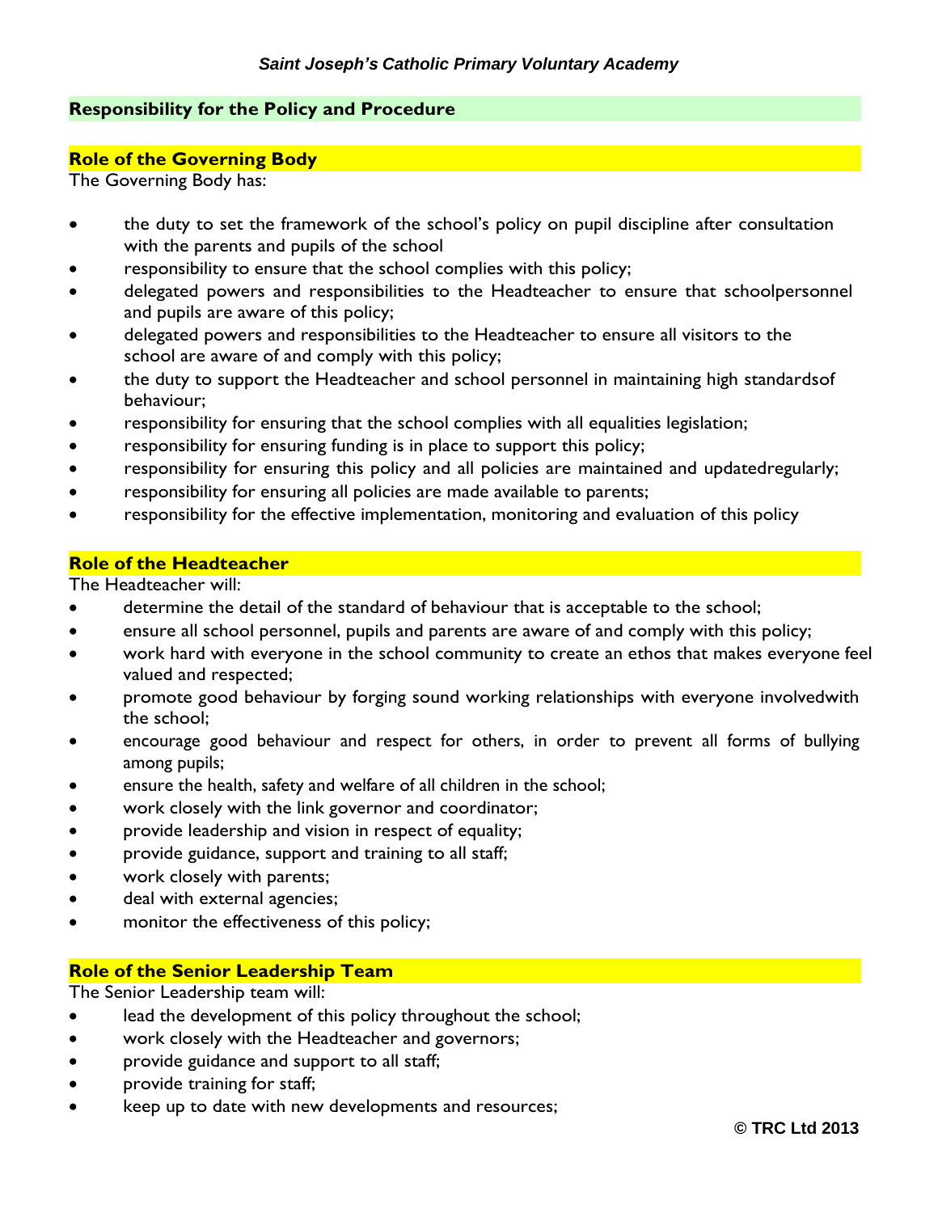## Responsibility for the Policy and Procedure

### Role of the Governing Body

The Governing Body has:

- the duty to set the framework of the school's policy on pupil discipline after consultation with the parents and pupils of the school
- responsibility to ensure that the school complies with this policy;
- delegated powers and responsibilities to the Headteacher to ensure that schoolpersonnel and pupils are aware of this policy;
- delegated powers and responsibilities to the Headteacher to ensure all visitors to the school are aware of and comply with this policy;
- the duty to support the Headteacher and school personnel in maintaining high standardsof behaviour;
- responsibility for ensuring that the school complies with all equalities legislation;
- responsibility for ensuring funding is in place to support this policy;
- responsibility for ensuring this policy and all policies are maintained and updatedregularly;
- responsibility for ensuring all policies are made available to parents;
- responsibility for the effective implementation, monitoring and evaluation of this policy

### Role of the Headteacher

The Headteacher will:

- determine the detail of the standard of behaviour that is acceptable to the school;
- ensure all school personnel, pupils and parents are aware of and comply with this policy;
- work hard with everyone in the school community to create an ethos that makes everyone feel valued and respected;
- promote good behaviour by forging sound working relationships with everyone involvedwith the school;
- encourage good behaviour and respect for others, in order to prevent all forms of bullying among pupils;
- ensure the health, safety and welfare of all children in the school;
- work closely with the link governor and coordinator;
- provide leadership and vision in respect of equality;
- provide guidance, support and training to all staff;
- work closely with parents;
- deal with external agencies;
- monitor the effectiveness of this policy;

### Role of the Senior Leadership Team

The Senior Leadership team will:

- lead the development of this policy throughout the school;
- work closely with the Headteacher and governors;
- provide guidance and support to all staff;
- provide training for staff;
- keep up to date with new developments and resources;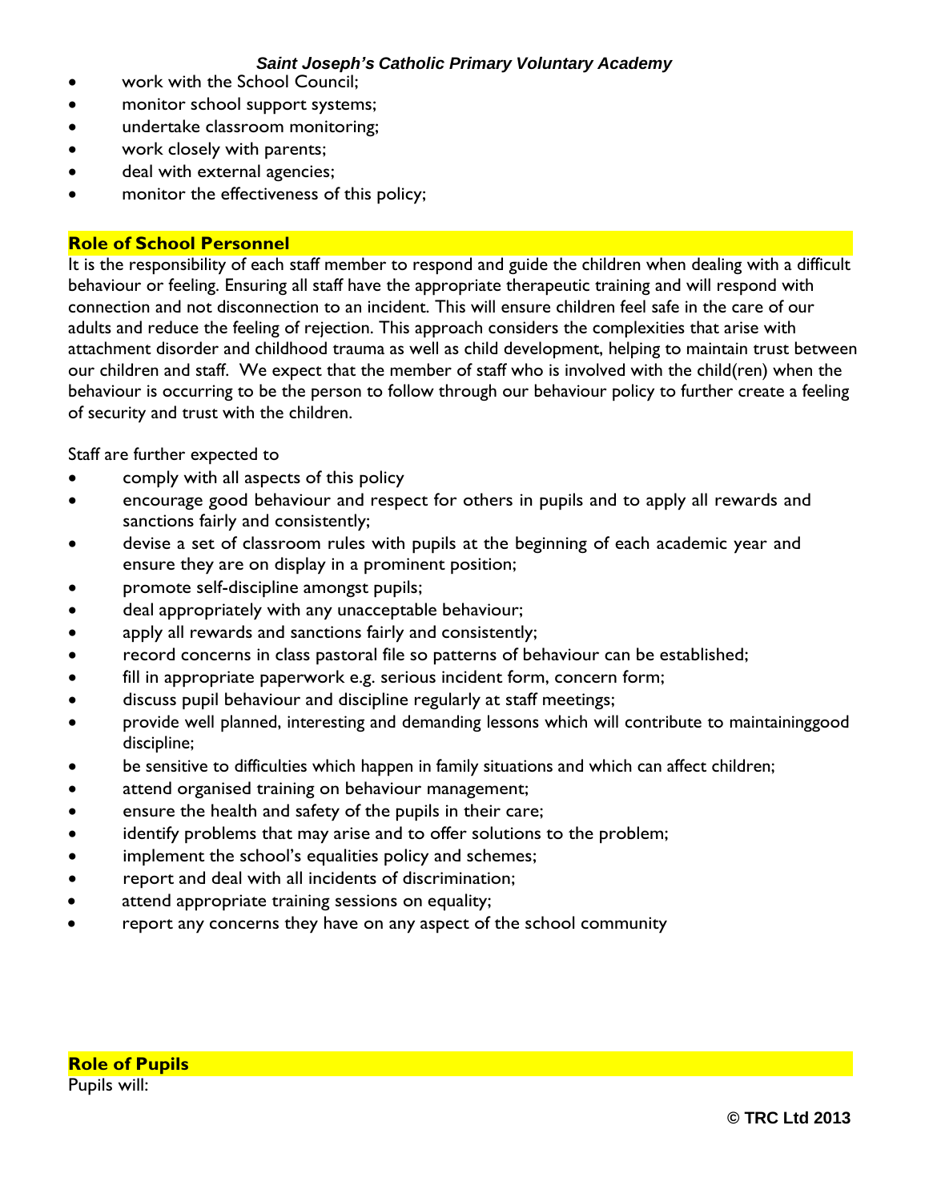- work with the School Council;
- monitor school support systems;
- undertake classroom monitoring;
- work closely with parents;
- deal with external agencies;
- monitor the effectiveness of this policy;

## Role of School Personnel

It is the responsibility of each staff member to respond and guide the children when dealing with a difficult behaviour or feeling. Ensuring all staff have the appropriate therapeutic training and will respond with connection and not disconnection to an incident. This will ensure children feel safe in the care of our adults and reduce the feeling of rejection. This approach considers the complexities that arise with attachment disorder and childhood trauma as well as child development, helping to maintain trust between our children and staff. We expect that the member of staff who is involved with the child(ren) when the behaviour is occurring to be the person to follow through our behaviour policy to further create a feeling of security and trust with the children.

Staff are further expected to

- comply with all aspects of this policy
- encourage good behaviour and respect for others in pupils and to apply all rewards and sanctions fairly and consistently;
- devise a set of classroom rules with pupils at the beginning of each academic year and ensure they are on display in a prominent position;
- promote self-discipline amongst pupils;
- deal appropriately with any unacceptable behaviour;
- apply all rewards and sanctions fairly and consistently;
- record concerns in class pastoral file so patterns of behaviour can be established;
- fill in appropriate paperwork e.g. serious incident form, concern form;
- discuss pupil behaviour and discipline regularly at staff meetings;
- provide well planned, interesting and demanding lessons which will contribute to maintaininggood discipline;
- be sensitive to difficulties which happen in family situations and which can affect children;
- attend organised training on behaviour management;
- ensure the health and safety of the pupils in their care;
- identify problems that may arise and to offer solutions to the problem;
- implement the school's equalities policy and schemes;
- report and deal with all incidents of discrimination;
- attend appropriate training sessions on equality;
- report any concerns they have on any aspect of the school community

## Role of Pupils

Pupils will: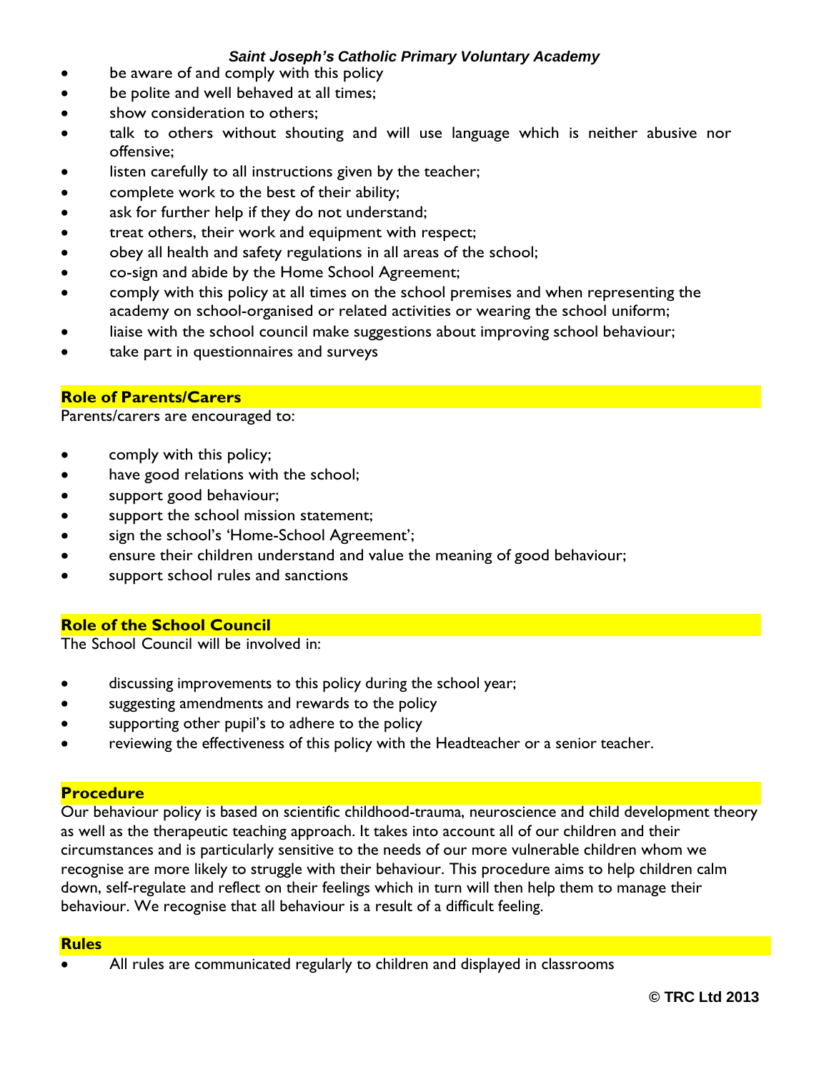- be aware of and comply with this policy
- be polite and well behaved at all times;
- show consideration to others;
- talk to others without shouting and will use language which is neither abusive nor offensive;
- listen carefully to all instructions given by the teacher;
- complete work to the best of their ability;
- ask for further help if they do not understand;
- treat others, their work and equipment with respect;
- obey all health and safety regulations in all areas of the school;
- co-sign and abide by the Home School Agreement;
- comply with this policy at all times on the school premises and when representing the academy on school-organised or related activities or wearing the school uniform;
- liaise with the school council make suggestions about improving school behaviour;
- take part in questionnaires and surveys

## Role of Parents/Carers

Parents/carers are encouraged to:

- comply with this policy;
- have good relations with the school;
- support good behaviour;
- support the school mission statement;
- sign the school's 'Home-School Agreement';
- ensure their children understand and value the meaning of good behaviour;
- support school rules and sanctions

## Role of the School Council

The School Council will be involved in:

- discussing improvements to this policy during the school year;
- suggesting amendments and rewards to the policy
- supporting other pupil's to adhere to the policy
- reviewing the effectiveness of this policy with the Headteacher or a senior teacher.

## Procedure

Our behaviour policy is based on scientific childhood-trauma, neuroscience and child development theory as well as the therapeutic teaching approach. It takes into account all of our children and their circumstances and is particularly sensitive to the needs of our more vulnerable children whom we recognise are more likely to struggle with their behaviour. This procedure aims to help children calm down, self-regulate and reflect on their feelings which in turn will then help them to manage their behaviour. We recognise that all behaviour is a result of a difficult feeling.

## Rules

- All rules are communicated regularly to children and displayed in classrooms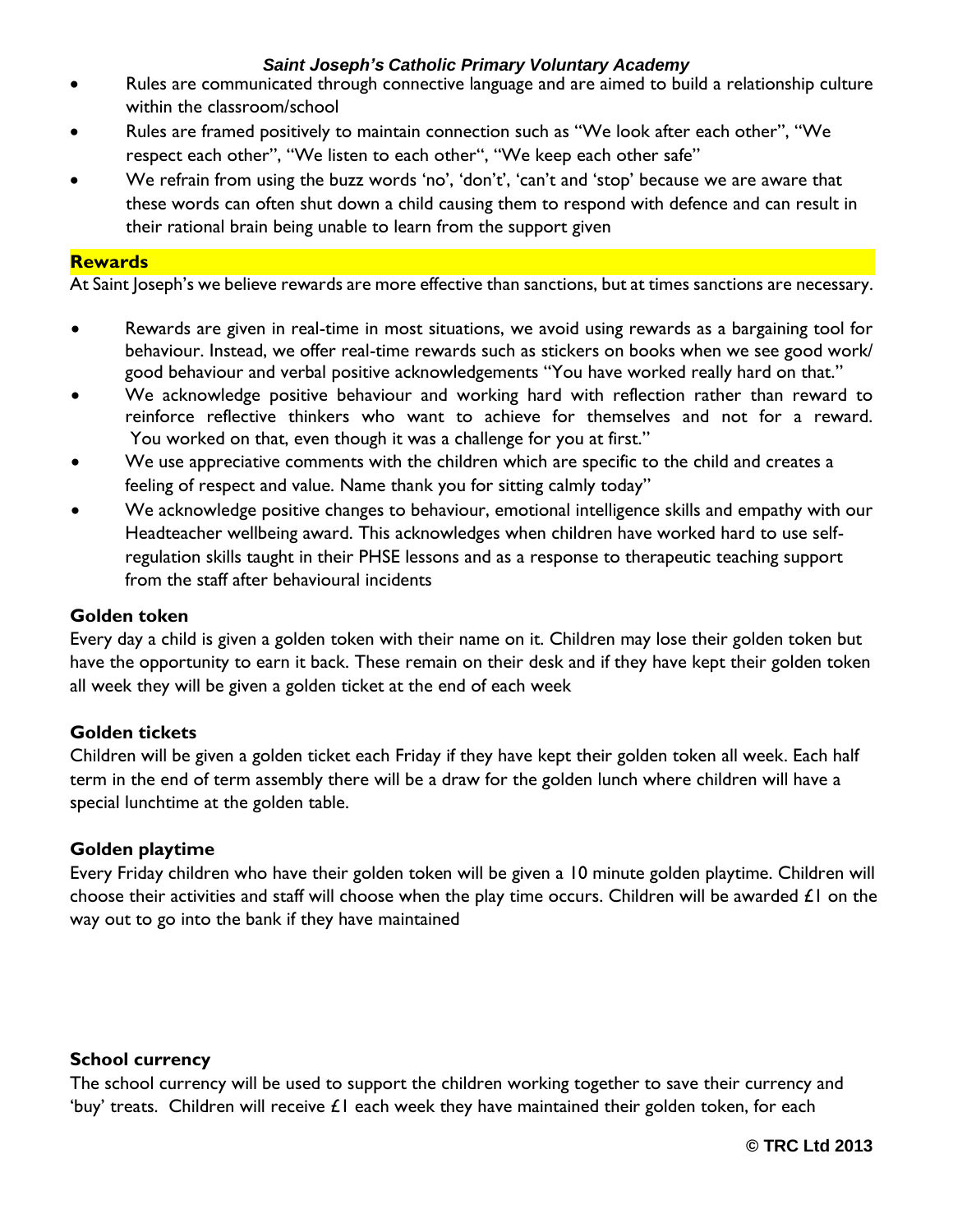- Rules are communicated through connective language and are aimed to build a relationship culture within the classroom/school
- Rules are framed positively to maintain connection such as "We look after each other", "We respect each other", "We listen to each other", "We keep each other safe"
- We refrain from using the buzz words 'no', 'don't', 'can't and 'stop' because we are aware that these words can often shut down a child causing them to respond with defence and can result in their rational brain being unable to learn from the support given

## Rewards

At Saint Joseph's we believe rewards are more effective than sanctions, but at times sanctions are necessary.

- Rewards are given in real-time in most situations, we avoid using rewards as a bargaining tool for behaviour. Instead, we offer real-time rewards such as stickers on books when we see good work/ good behaviour and verbal positive acknowledgements "You have worked really hard on that."
- We acknowledge positive behaviour and working hard with reflection rather than reward to reinforce reflective thinkers who want to achieve for themselves and not for a reward. You worked on that, even though it was a challenge for you at first."
- We use appreciative comments with the children which are specific to the child and creates a feeling of respect and value. Name thank you for sitting calmly today"
- We acknowledge positive changes to behaviour, emotional intelligence skills and empathy with our Headteacher wellbeing award. This acknowledges when children have worked hard to use self-regulation skills taught in their PHSE lessons and as a response to therapeutic teaching support from the staff after behavioural incidents

### Golden token

Every day a child is given a golden token with their name on it. Children may lose their golden token but have the opportunity to earn it back. These remain on their desk and if they have kept their golden token all week they will be given a golden ticket at the end of each week

### Golden tickets

Children will be given a golden ticket each Friday if they have kept their golden token all week. Each half term in the end of term assembly there will be a draw for the golden lunch where children will have a special lunchtime at the golden table.

### Golden playtime

Every Friday children who have their golden token will be given a 10 minute golden playtime. Children will choose their activities and staff will choose when the play time occurs. Children will be awarded £1 on the way out to go into the bank if they have maintained

### School currency

The school currency will be used to support the children working together to save their currency and 'buy' treats. Children will receive £1 each week they have maintained their golden token, for each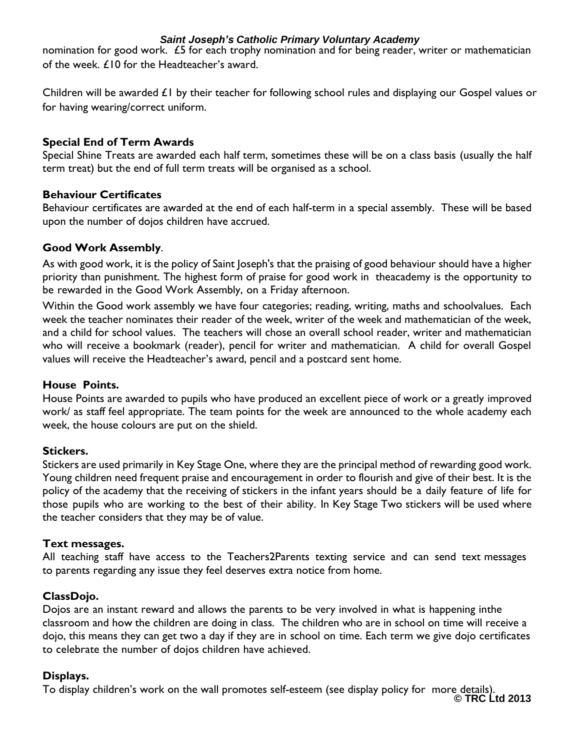nomination for good work. £5 for each trophy nomination and for being reader, writer or mathematician of the week. £10 for the Headteacher's award.

Children will be awarded £1 by their teacher for following school rules and displaying our Gospel values or for having wearing/correct uniform.

### Special End of Term Awards

Special Shine Treats are awarded each half term, sometimes these will be on a class basis (usually the half term treat) but the end of full term treats will be organised as a school.

### Behaviour Certificates

Behaviour certificates are awarded at the end of each half-term in a special assembly. These will be based upon the number of dojos children have accrued.

### Good Work Assembly.

As with good work, it is the policy of Saint Joseph's that the praising of good behaviour should have a higher priority than punishment. The highest form of praise for good work in theacademy is the opportunity to be rewarded in the Good Work Assembly, on a Friday afternoon.

Within the Good work assembly we have four categories; reading, writing, maths and schoolvalues. Each week the teacher nominates their reader of the week, writer of the week and mathematician of the week, and a child for school values. The teachers will chose an overall school reader, writer and mathematician who will receive a bookmark (reader), pencil for writer and mathematician. A child for overall Gospel values will receive the Headteacher's award, pencil and a postcard sent home.

### House Points.

House Points are awarded to pupils who have produced an excellent piece of work or a greatly improved work/ as staff feel appropriate. The team points for the week are announced to the whole academy each week, the house colours are put on the shield.

### Stickers.

Stickers are used primarily in Key Stage One, where they are the principal method of rewarding good work. Young children need frequent praise and encouragement in order to flourish and give of their best. It is the policy of the academy that the receiving of stickers in the infant years should be a daily feature of life for those pupils who are working to the best of their ability. In Key Stage Two stickers will be used where the teacher considers that they may be of value.

### Text messages.

All teaching staff have access to the Teachers2Parents texting service and can send text messages to parents regarding any issue they feel deserves extra notice from home.

### ClassDojo.

Dojos are an instant reward and allows the parents to be very involved in what is happening inthe classroom and how the children are doing in class. The children who are in school on time will receive a dojo, this means they can get two a day if they are in school on time. Each term we give dojo certificates to celebrate the number of dojos children have achieved.

### Displays.

To display children's work on the wall promotes self-esteem (see display policy for more details).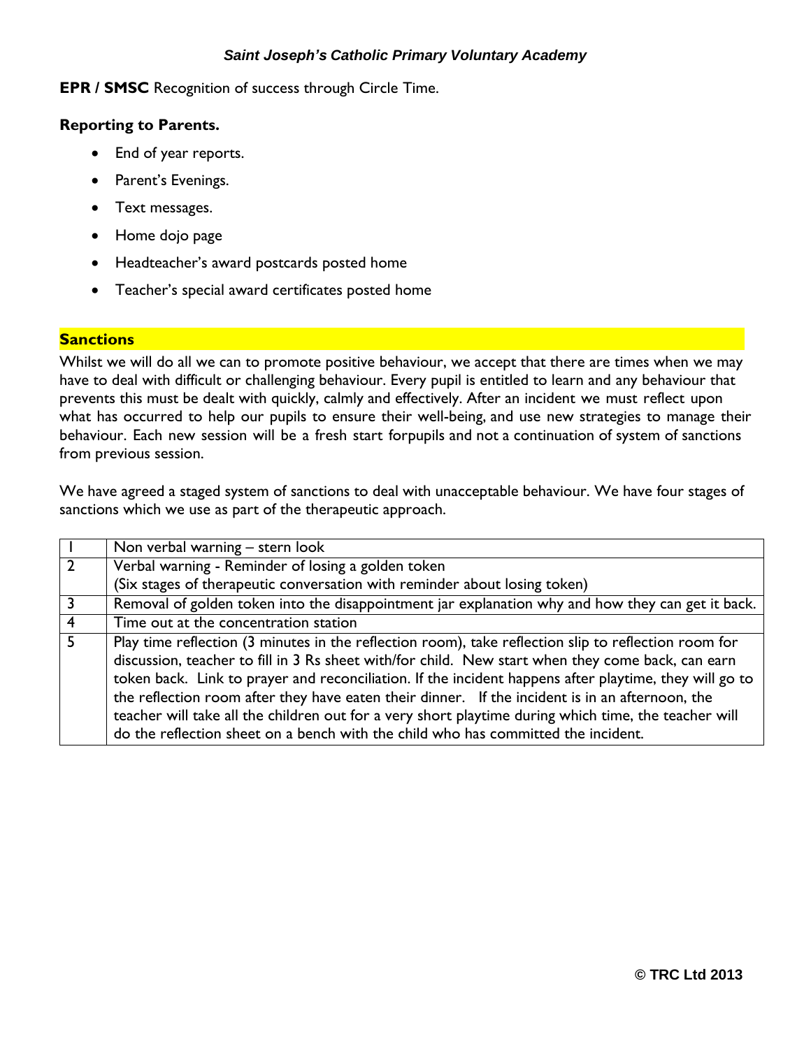**EPR / SMSC** Recognition of success through Circle Time.

**Reporting to Parents.**

- End of year reports.
- Parent's Evenings.
- Text messages.
- Home dojo page
- Headteacher's award postcards posted home
- Teacher's special award certificates posted home

## Sanctions

Whilst we will do all we can to promote positive behaviour, we accept that there are times when we may have to deal with difficult or challenging behaviour. Every pupil is entitled to learn and any behaviour that prevents this must be dealt with quickly, calmly and effectively. After an incident we must reflect upon what has occurred to help our pupils to ensure their well-being, and use new strategies to manage their behaviour. Each new session will be a fresh start forpupils and not a continuation of system of sanctions from previous session.

We have agreed a staged system of sanctions to deal with unacceptable behaviour. We have four stages of sanctions which we use as part of the therapeutic approach.

| | |
|---|---|
| 1 | Non verbal warning – stern look |
| 2 | Verbal warning - Reminder of losing a golden token<br>(Six stages of therapeutic conversation with reminder about losing token) |
| 3 | Removal of golden token into the disappointment jar explanation why and how they can get it back. |
| 4 | Time out at the concentration station |
| 5 | Play time reflection (3 minutes in the reflection room), take reflection slip to reflection room for discussion, teacher to fill in 3 Rs sheet with/for child. New start when they come back, can earn token back. Link to prayer and reconciliation. If the incident happens after playtime, they will go to the reflection room after they have eaten their dinner. If the incident is in an afternoon, the teacher will take all the children out for a very short playtime during which time, the teacher will do the reflection sheet on a bench with the child who has committed the incident. |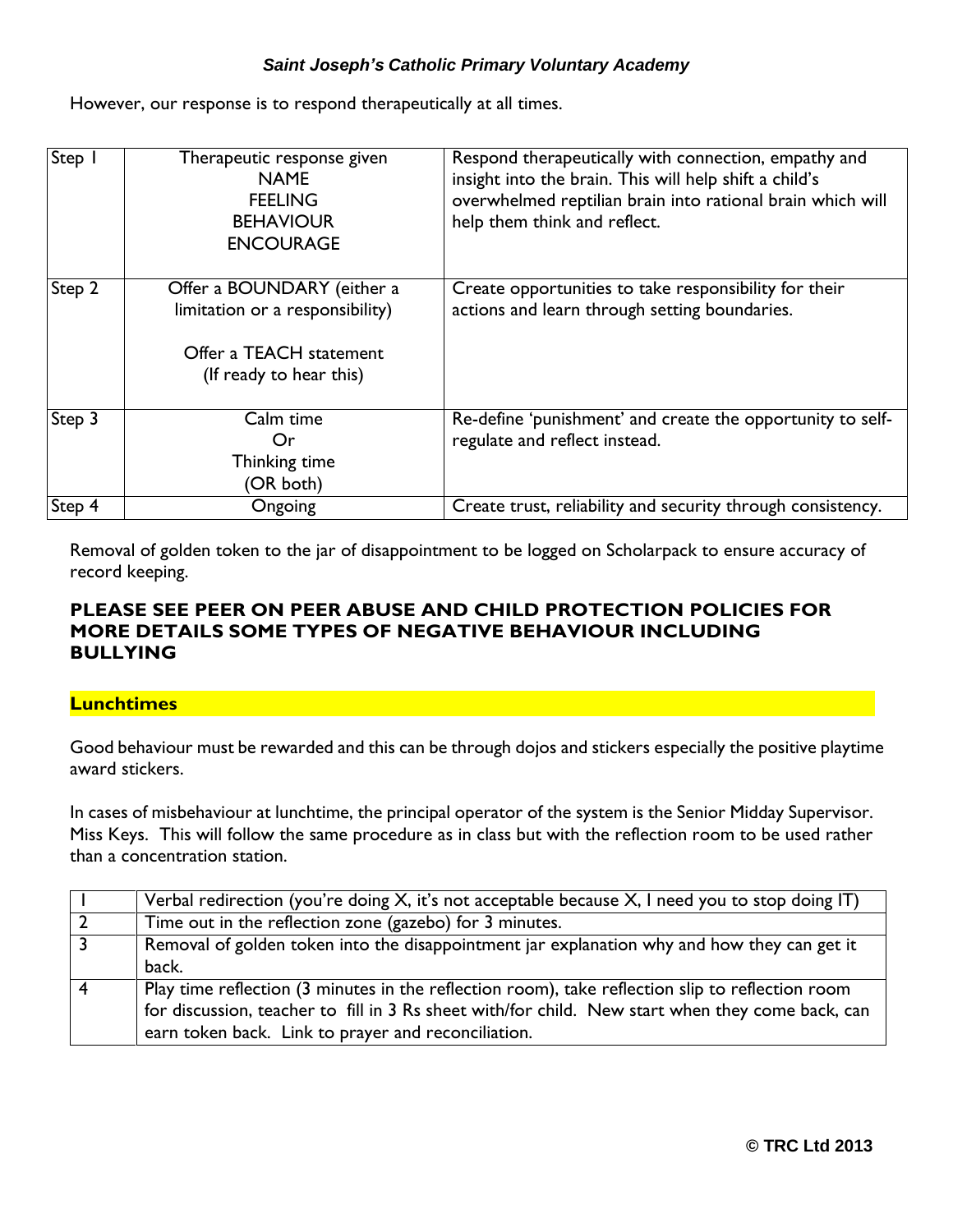However, our response is to respond therapeutically at all times.

| | | |
|---|---|---|
| Step 1 | Therapeutic response given<br>NAME<br>FEELING<br>BEHAVIOUR<br>ENCOURAGE | Respond therapeutically with connection, empathy and insight into the brain. This will help shift a child's overwhelmed reptilian brain into rational brain which will help them think and reflect. |
| Step 2 | Offer a BOUNDARY (either a limitation or a responsibility)<br><br>Offer a TEACH statement<br>(If ready to hear this) | Create opportunities to take responsibility for their actions and learn through setting boundaries. |
| Step 3 | Calm time<br>Or<br>Thinking time<br>(OR both) | Re-define 'punishment' and create the opportunity to self-regulate and reflect instead. |
| Step 4 | Ongoing | Create trust, reliability and security through consistency. |

Removal of golden token to the jar of disappointment to be logged on Scholarpack to ensure accuracy of record keeping.

**PLEASE SEE PEER ON PEER ABUSE AND CHILD PROTECTION POLICIES FOR MORE DETAILS SOME TYPES OF NEGATIVE BEHAVIOUR INCLUDING BULLYING**

## Lunchtimes

Good behaviour must be rewarded and this can be through dojos and stickers especially the positive playtime award stickers.

In cases of misbehaviour at lunchtime, the principal operator of the system is the Senior Midday Supervisor. Miss Keys. This will follow the same procedure as in class but with the reflection room to be used rather than a concentration station.

| | |
|---|---|
| 1 | Verbal redirection (you're doing X, it's not acceptable because X, I need you to stop doing IT) |
| 2 | Time out in the reflection zone (gazebo) for 3 minutes. |
| 3 | Removal of golden token into the disappointment jar explanation why and how they can get it back. |
| 4 | Play time reflection (3 minutes in the reflection room), take reflection slip to reflection room for discussion, teacher to fill in 3 Rs sheet with/for child. New start when they come back, can earn token back. Link to prayer and reconciliation. |

© TRC Ltd 2013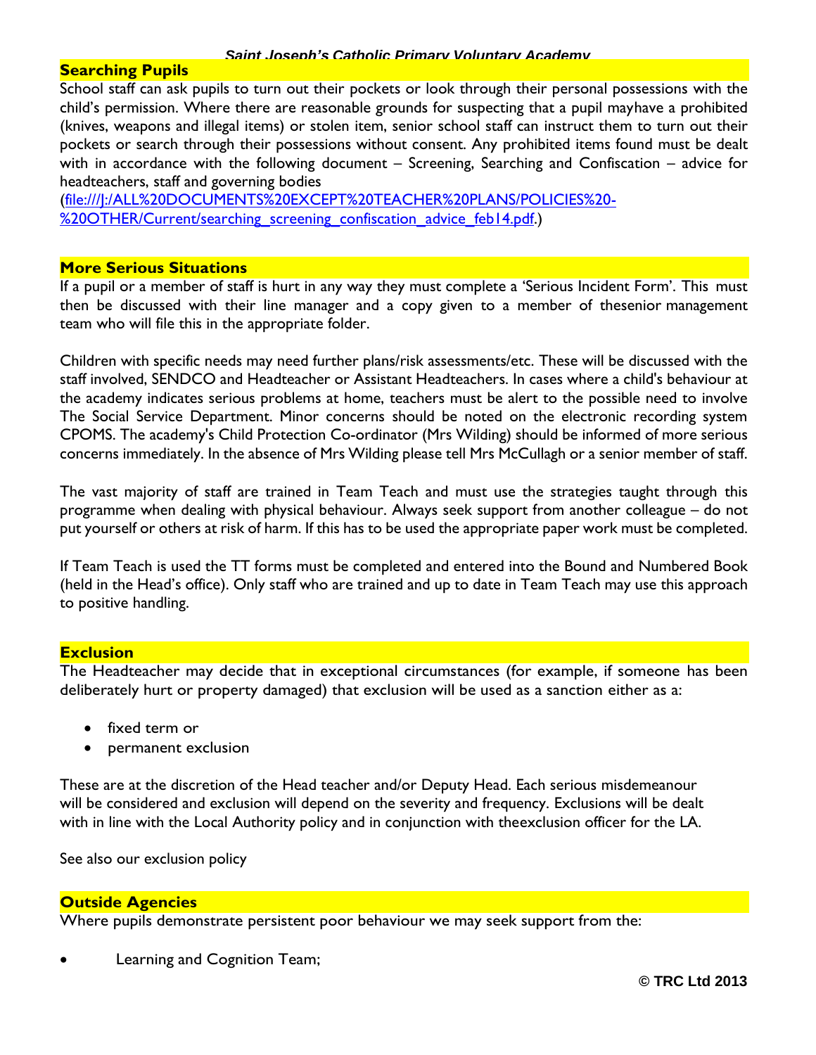## Searching Pupils

School staff can ask pupils to turn out their pockets or look through their personal possessions with the child's permission. Where there are reasonable grounds for suspecting that a pupil mayhave a prohibited (knives, weapons and illegal items) or stolen item, senior school staff can instruct them to turn out their pockets or search through their possessions without consent. Any prohibited items found must be dealt with in accordance with the following document – Screening, Searching and Confiscation – advice for headteachers, staff and governing bodies ([file:///J:/ALL%20DOCUMENTS%20EXCEPT%20TEACHER%20PLANS/POLICIES%20-%20OTHER/Current/searching_screening_confiscation_advice_feb14.pdf](file:///J:/ALL%20DOCUMENTS%20EXCEPT%20TEACHER%20PLANS/POLICIES%20-%20OTHER/Current/searching_screening_confiscation_advice_feb14.pdf).)

## More Serious Situations

If a pupil or a member of staff is hurt in any way they must complete a 'Serious Incident Form'. This must then be discussed with their line manager and a copy given to a member of thesenior management team who will file this in the appropriate folder.

Children with specific needs may need further plans/risk assessments/etc. These will be discussed with the staff involved, SENDCO and Headteacher or Assistant Headteachers. In cases where a child's behaviour at the academy indicates serious problems at home, teachers must be alert to the possible need to involve The Social Service Department. Minor concerns should be noted on the electronic recording system CPOMS. The academy's Child Protection Co-ordinator (Mrs Wilding) should be informed of more serious concerns immediately. In the absence of Mrs Wilding please tell Mrs McCullagh or a senior member of staff.

The vast majority of staff are trained in Team Teach and must use the strategies taught through this programme when dealing with physical behaviour. Always seek support from another colleague – do not put yourself or others at risk of harm. If this has to be used the appropriate paper work must be completed.

If Team Teach is used the TT forms must be completed and entered into the Bound and Numbered Book (held in the Head's office). Only staff who are trained and up to date in Team Teach may use this approach to positive handling.

## Exclusion

The Headteacher may decide that in exceptional circumstances (for example, if someone has been deliberately hurt or property damaged) that exclusion will be used as a sanction either as a:

- fixed term or
- permanent exclusion

These are at the discretion of the Head teacher and/or Deputy Head. Each serious misdemeanour will be considered and exclusion will depend on the severity and frequency. Exclusions will be dealt with in line with the Local Authority policy and in conjunction with theexclusion officer for the LA.

See also our exclusion policy

## Outside Agencies

Where pupils demonstrate persistent poor behaviour we may seek support from the:

- Learning and Cognition Team;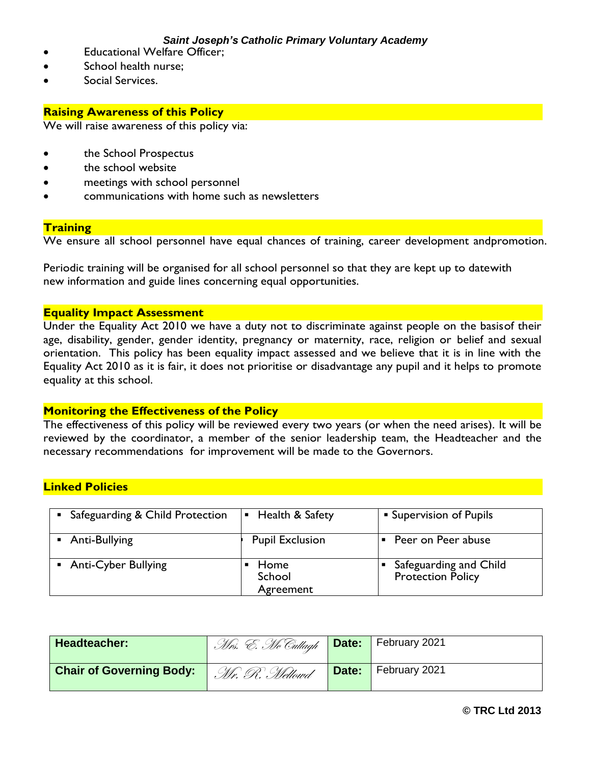- Educational Welfare Officer;
- School health nurse;
- Social Services.

## Raising Awareness of this Policy

We will raise awareness of this policy via:

- the School Prospectus
- the school website
- meetings with school personnel
- communications with home such as newsletters

## Training

We ensure all school personnel have equal chances of training, career development andpromotion.

Periodic training will be organised for all school personnel so that they are kept up to datewith new information and guide lines concerning equal opportunities.

## Equality Impact Assessment

Under the Equality Act 2010 we have a duty not to discriminate against people on the basisof their age, disability, gender, gender identity, pregnancy or maternity, race, religion or belief and sexual orientation. This policy has been equality impact assessed and we believe that it is in line with the Equality Act 2010 as it is fair, it does not prioritise or disadvantage any pupil and it helps to promote equality at this school.

## Monitoring the Effectiveness of the Policy

The effectiveness of this policy will be reviewed every two years (or when the need arises). It will be reviewed by the coordinator, a member of the senior leadership team, the Headteacher and the necessary recommendations for improvement will be made to the Governors.

## Linked Policies

| | | |
|---|---|---|
| ▪ Safeguarding & Child Protection | ▪ Health & Safety | ▪ Supervision of Pupils |
| ▪ Anti-Bullying | Pupil Exclusion | ▪ Peer on Peer abuse |
| ▪ Anti-Cyber Bullying | ▪ Home School Agreement | ▪ Safeguarding and Child Protection Policy |

| | | | |
|---|---|---|---|
| **Headteacher:** | Mrs. E. McCullagh | **Date:** | February 2021 |
| **Chair of Governing Body:** | Mr. R. Mellowd | **Date:** | February 2021 |

**© TRC Ltd 2013**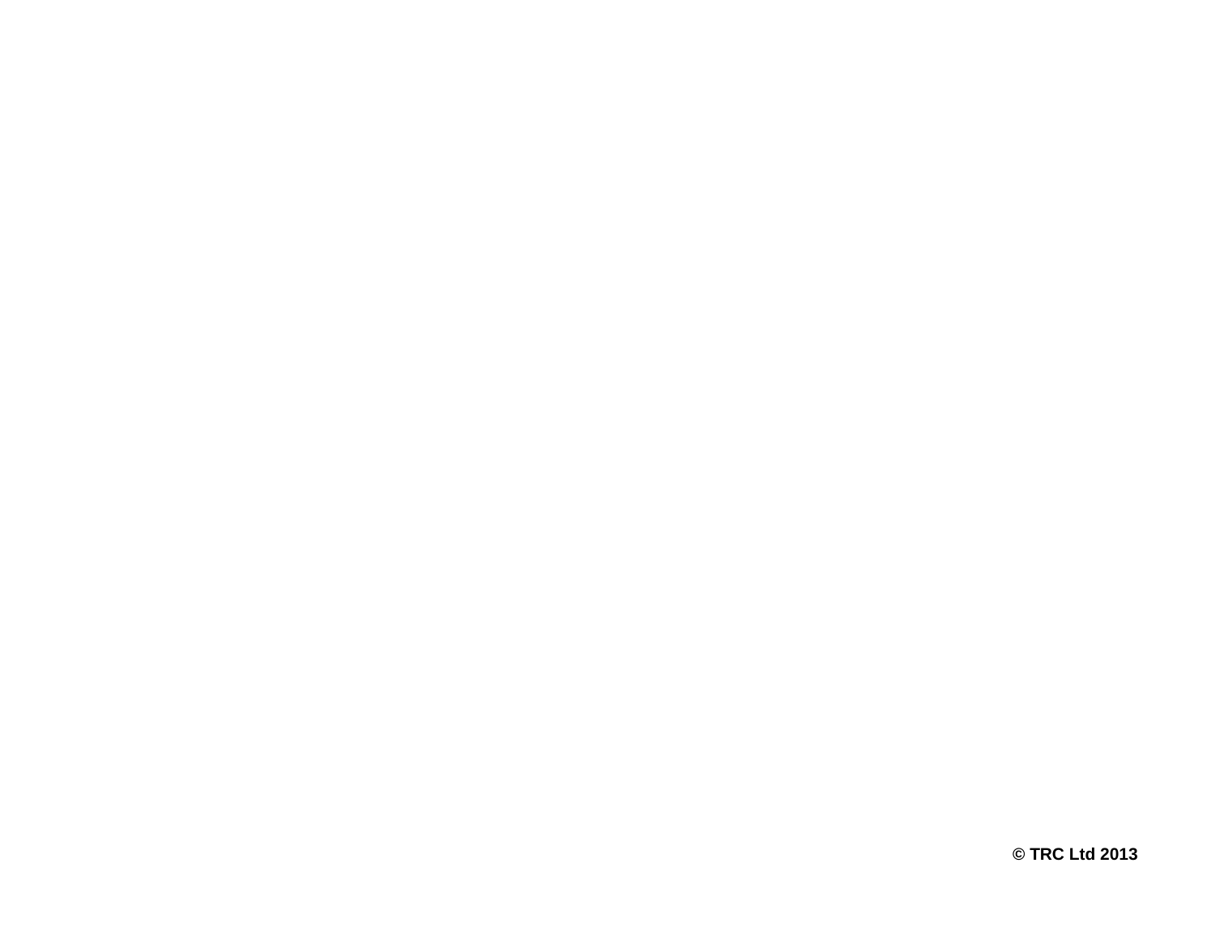**© TRC Ltd 2013**